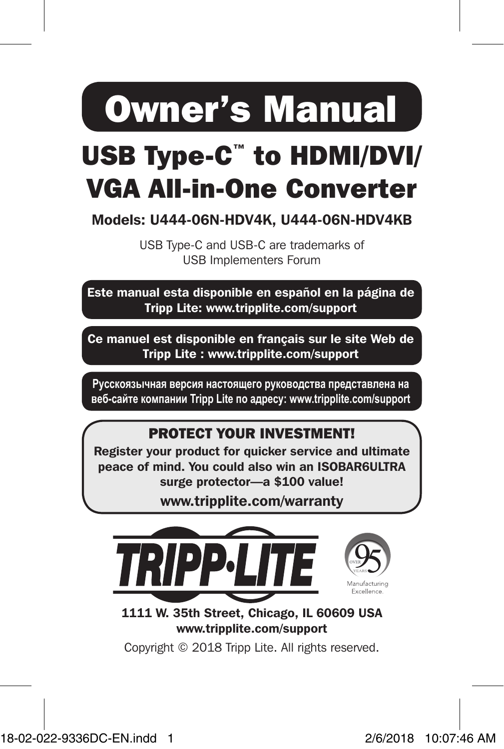# Owner's Manual

## USB Type-C™ to HDMI/DVI/ VGA All-in-One Converter

**Models: U444-06N-HDV4K, U444-06N-HDV4KB**

USB Type-C and USB-C are trademarks of USB Implementers Forum

**Este manual esta disponible en español en la página de Tripp Lite: www.tripplite.com/support**

**Ce manuel est disponible en français sur le site Web de Tripp Lite : www.tripplite.com/support**

**Русскоязычная версия настоящего руководства представлена на веб-сайте компании Tripp Lite по адресу: www.tripplite.com/support**

### PROTECT YOUR INVESTMENT!

**Register your product for quicker service and ultimate peace of mind. You could also win an ISOBAR6ULTRA surge protector—a $100 value!**

**www.tripplite.com/warranty**

TRIPP·LITE

OVER 95 YEARS Manufacturing Excellence.

**1111 W. 35th Street, Chicago, IL 60609 USA**
**www.tripplite.com/support**

Copyright © 2018 Tripp Lite. All rights reserved.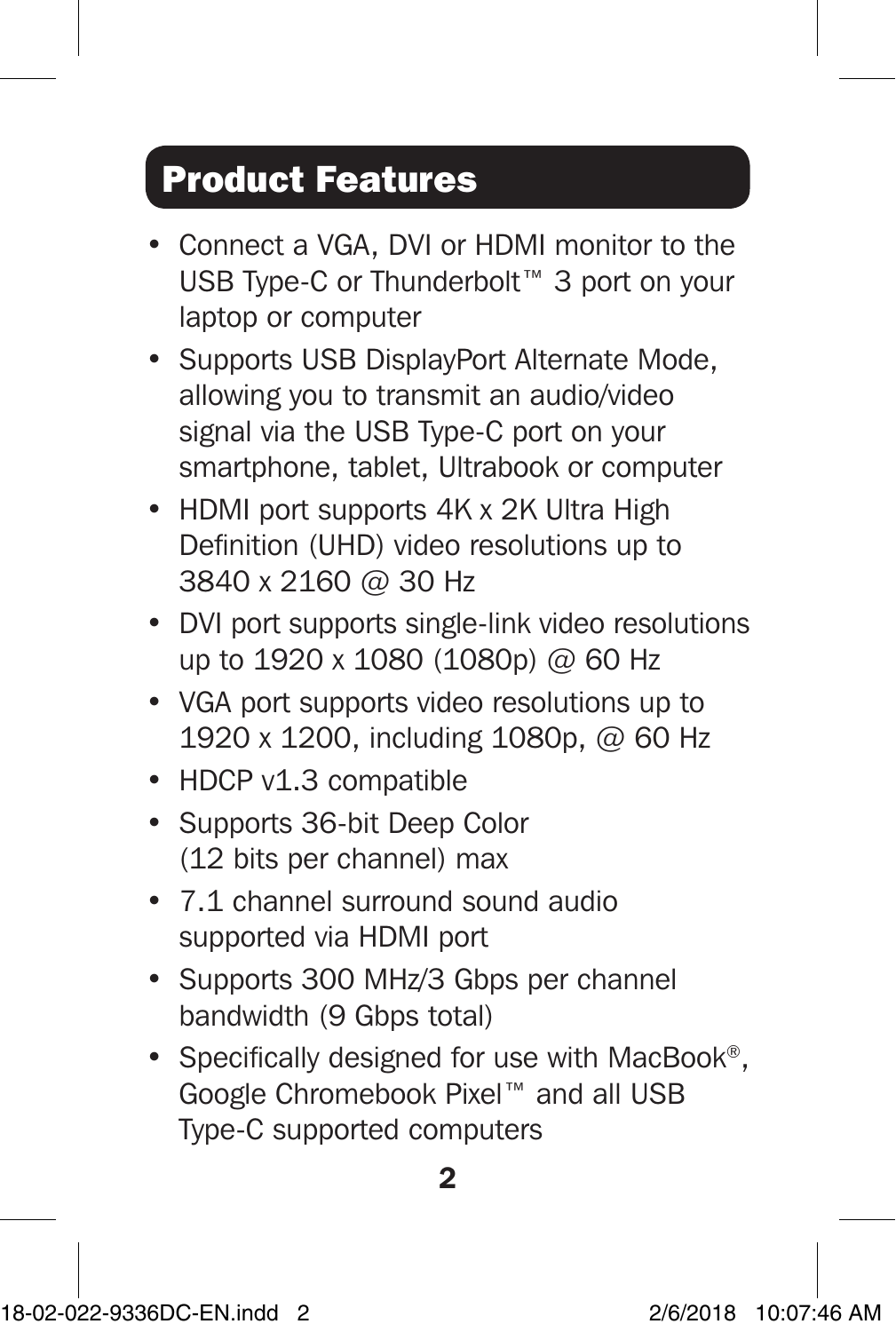## Product Features

- Connect a VGA, DVI or HDMI monitor to the USB Type-C or Thunderbolt™ 3 port on your laptop or computer
- Supports USB DisplayPort Alternate Mode, allowing you to transmit an audio/video signal via the USB Type-C port on your smartphone, tablet, Ultrabook or computer
- HDMI port supports 4K x 2K Ultra High Definition (UHD) video resolutions up to 3840 x 2160 @ 30 Hz
- DVI port supports single-link video resolutions up to 1920 x 1080 (1080p) @ 60 Hz
- VGA port supports video resolutions up to 1920 x 1200, including 1080p, @ 60 Hz
- HDCP v1.3 compatible
- Supports 36-bit Deep Color (12 bits per channel) max
- 7.1 channel surround sound audio supported via HDMI port
- Supports 300 MHz/3 Gbps per channel bandwidth (9 Gbps total)
- Specifically designed for use with MacBook®, Google Chromebook Pixel™ and all USB Type-C supported computers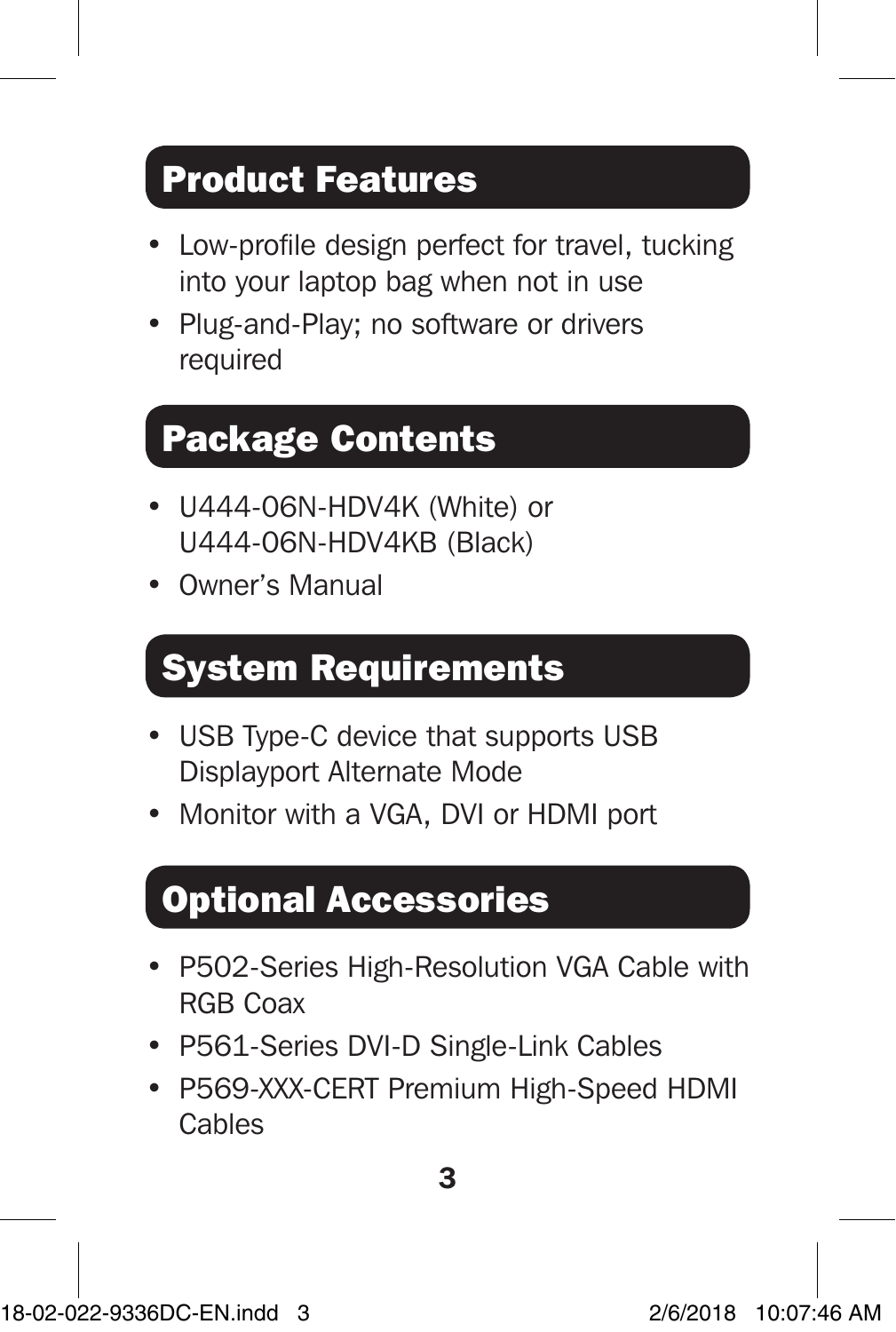## Product Features

- Low-profile design perfect for travel, tucking into your laptop bag when not in use
- Plug-and-Play; no software or drivers required

## Package Contents

- U444-06N-HDV4K (White) or U444-06N-HDV4KB (Black)
- Owner's Manual

## System Requirements

- USB Type-C device that supports USB Displayport Alternate Mode
- Monitor with a VGA, DVI or HDMI port

## Optional Accessories

- P502-Series High-Resolution VGA Cable with RGB Coax
- P561-Series DVI-D Single-Link Cables
- P569-XXX-CERT Premium High-Speed HDMI Cables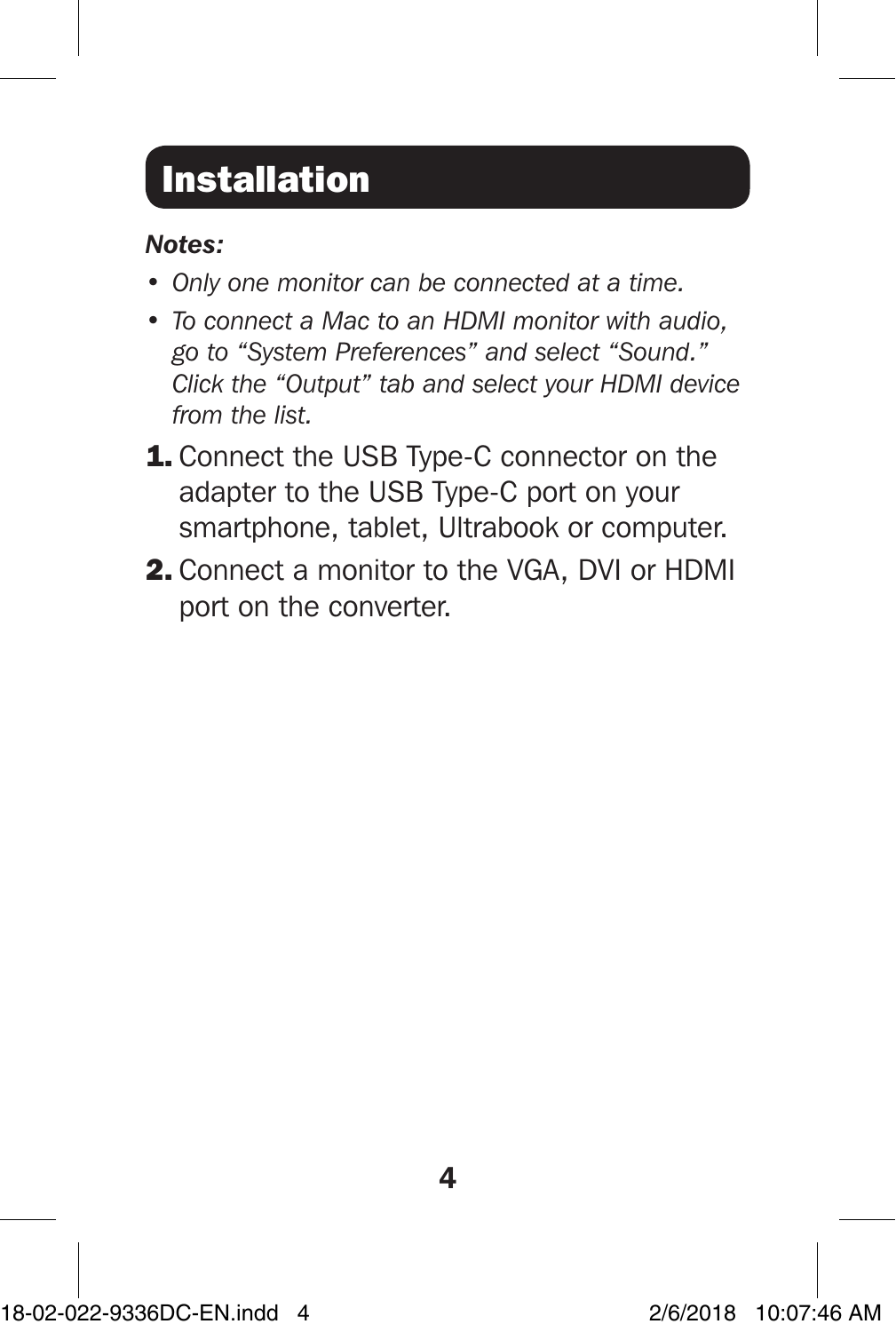# Installation

***Notes:***

- *Only one monitor can be connected at a time.*
- *To connect a Mac to an HDMI monitor with audio, go to "System Preferences" and select "Sound." Click the "Output" tab and select your HDMI device from the list.*

1. Connect the USB Type-C connector on the adapter to the USB Type-C port on your smartphone, tablet, Ultrabook or computer.
2. Connect a monitor to the VGA, DVI or HDMI port on the converter.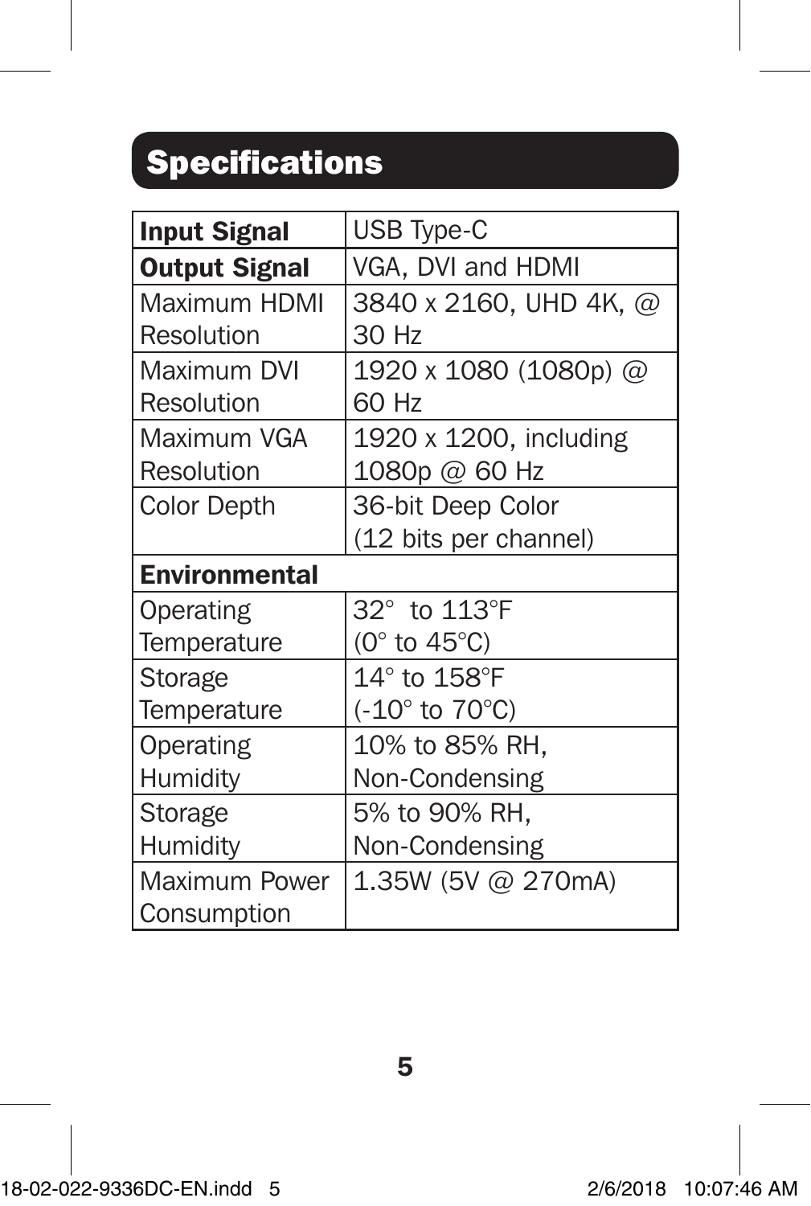## Specifications

| **Input Signal** | USB Type-C |
|---|---|
| **Output Signal** | VGA, DVI and HDMI |
| Maximum HDMI Resolution | 3840 x 2160, UHD 4K, @ 30 Hz |
| Maximum DVI Resolution | 1920 x 1080 (1080p) @ 60 Hz |
| Maximum VGA Resolution | 1920 x 1200, including 1080p @ 60 Hz |
| Color Depth | 36-bit Deep Color (12 bits per channel) |
| **Environmental** | |
| Operating Temperature | 32° to 113°F (0° to 45°C) |
| Storage Temperature | 14° to 158°F (-10° to 70°C) |
| Operating Humidity | 10% to 85% RH, Non-Condensing |
| Storage Humidity | 5% to 90% RH, Non-Condensing |
| Maximum Power Consumption | 1.35W (5V @ 270mA) |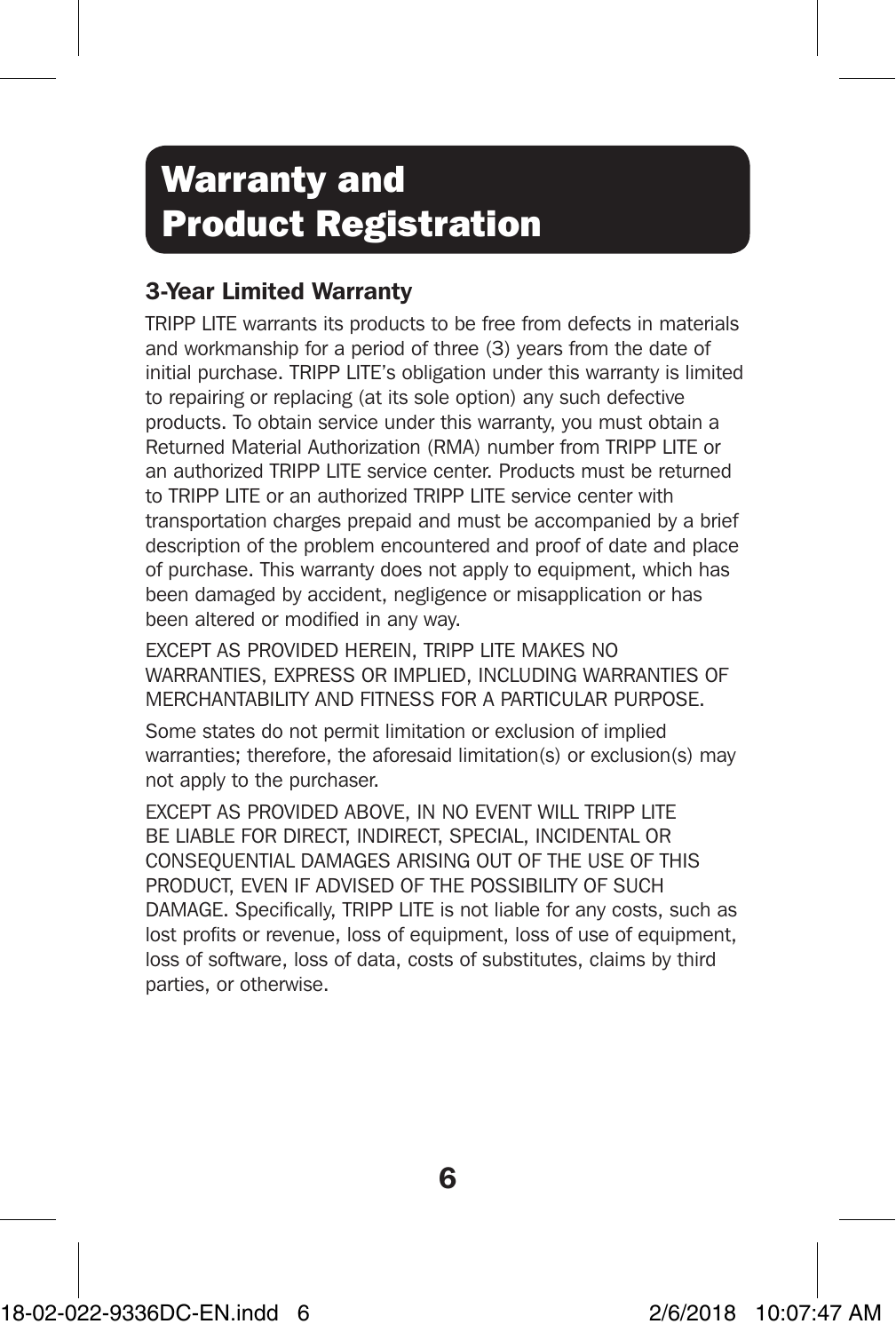# Warranty and Product Registration

## 3-Year Limited Warranty

TRIPP LITE warrants its products to be free from defects in materials and workmanship for a period of three (3) years from the date of initial purchase. TRIPP LITE's obligation under this warranty is limited to repairing or replacing (at its sole option) any such defective products. To obtain service under this warranty, you must obtain a Returned Material Authorization (RMA) number from TRIPP LITE or an authorized TRIPP LITE service center. Products must be returned to TRIPP LITE or an authorized TRIPP LITE service center with transportation charges prepaid and must be accompanied by a brief description of the problem encountered and proof of date and place of purchase. This warranty does not apply to equipment, which has been damaged by accident, negligence or misapplication or has been altered or modified in any way.

EXCEPT AS PROVIDED HEREIN, TRIPP LITE MAKES NO WARRANTIES, EXPRESS OR IMPLIED, INCLUDING WARRANTIES OF MERCHANTABILITY AND FITNESS FOR A PARTICULAR PURPOSE.

Some states do not permit limitation or exclusion of implied warranties; therefore, the aforesaid limitation(s) or exclusion(s) may not apply to the purchaser.

EXCEPT AS PROVIDED ABOVE, IN NO EVENT WILL TRIPP LITE BE LIABLE FOR DIRECT, INDIRECT, SPECIAL, INCIDENTAL OR CONSEQUENTIAL DAMAGES ARISING OUT OF THE USE OF THIS PRODUCT, EVEN IF ADVISED OF THE POSSIBILITY OF SUCH DAMAGE. Specifically, TRIPP LITE is not liable for any costs, such as lost profits or revenue, loss of equipment, loss of use of equipment, loss of software, loss of data, costs of substitutes, claims by third parties, or otherwise.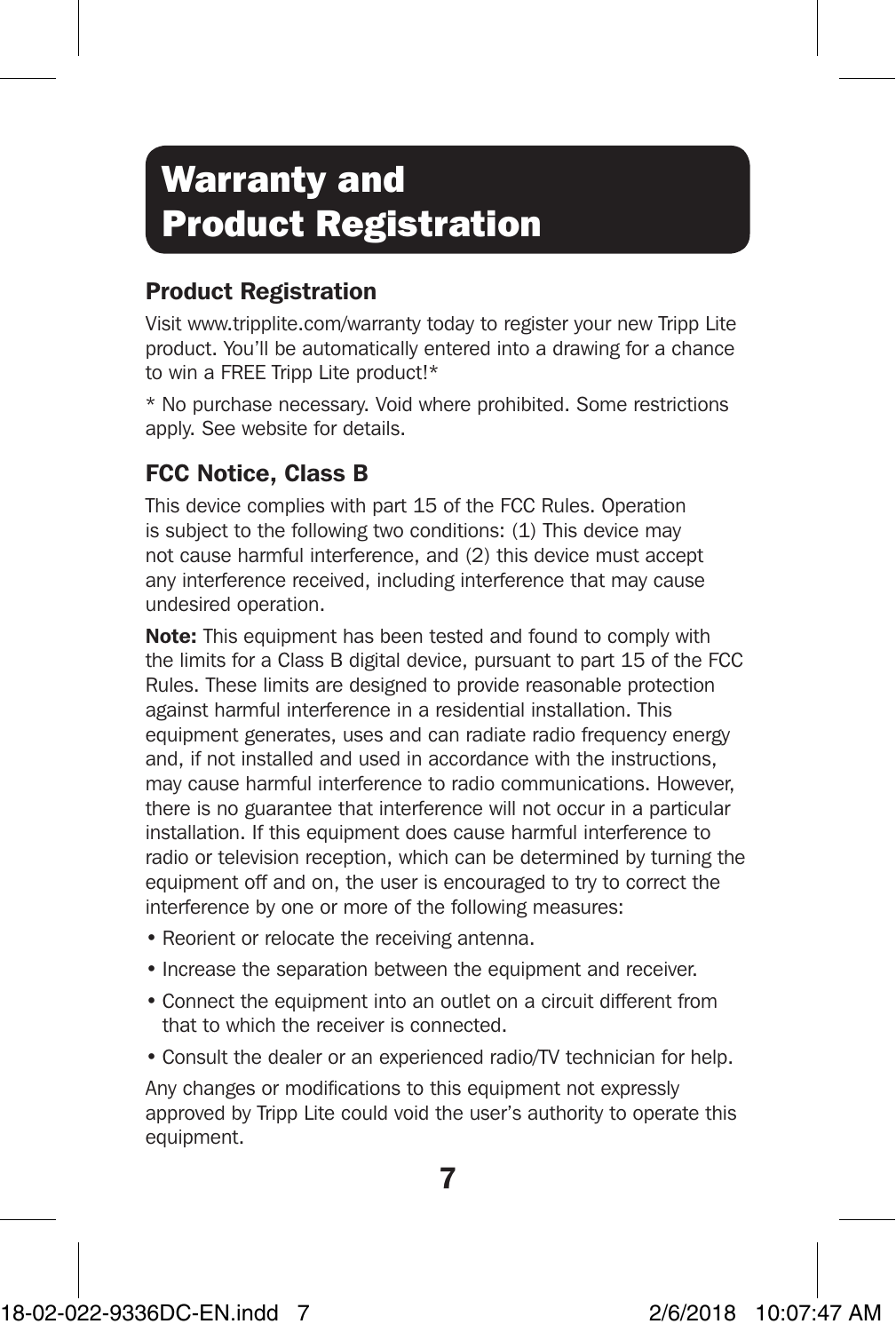# Warranty and Product Registration

## Product Registration

Visit www.tripplite.com/warranty today to register your new Tripp Lite product. You'll be automatically entered into a drawing for a chance to win a FREE Tripp Lite product!*

* No purchase necessary. Void where prohibited. Some restrictions apply. See website for details.

## FCC Notice, Class B

This device complies with part 15 of the FCC Rules. Operation is subject to the following two conditions: (1) This device may not cause harmful interference, and (2) this device must accept any interference received, including interference that may cause undesired operation.

**Note:** This equipment has been tested and found to comply with the limits for a Class B digital device, pursuant to part 15 of the FCC Rules. These limits are designed to provide reasonable protection against harmful interference in a residential installation. This equipment generates, uses and can radiate radio frequency energy and, if not installed and used in accordance with the instructions, may cause harmful interference to radio communications. However, there is no guarantee that interference will not occur in a particular installation. If this equipment does cause harmful interference to radio or television reception, which can be determined by turning the equipment off and on, the user is encouraged to try to correct the interference by one or more of the following measures:

- Reorient or relocate the receiving antenna.
- Increase the separation between the equipment and receiver.
- Connect the equipment into an outlet on a circuit different from that to which the receiver is connected.
- Consult the dealer or an experienced radio/TV technician for help.

Any changes or modifications to this equipment not expressly approved by Tripp Lite could void the user's authority to operate this equipment.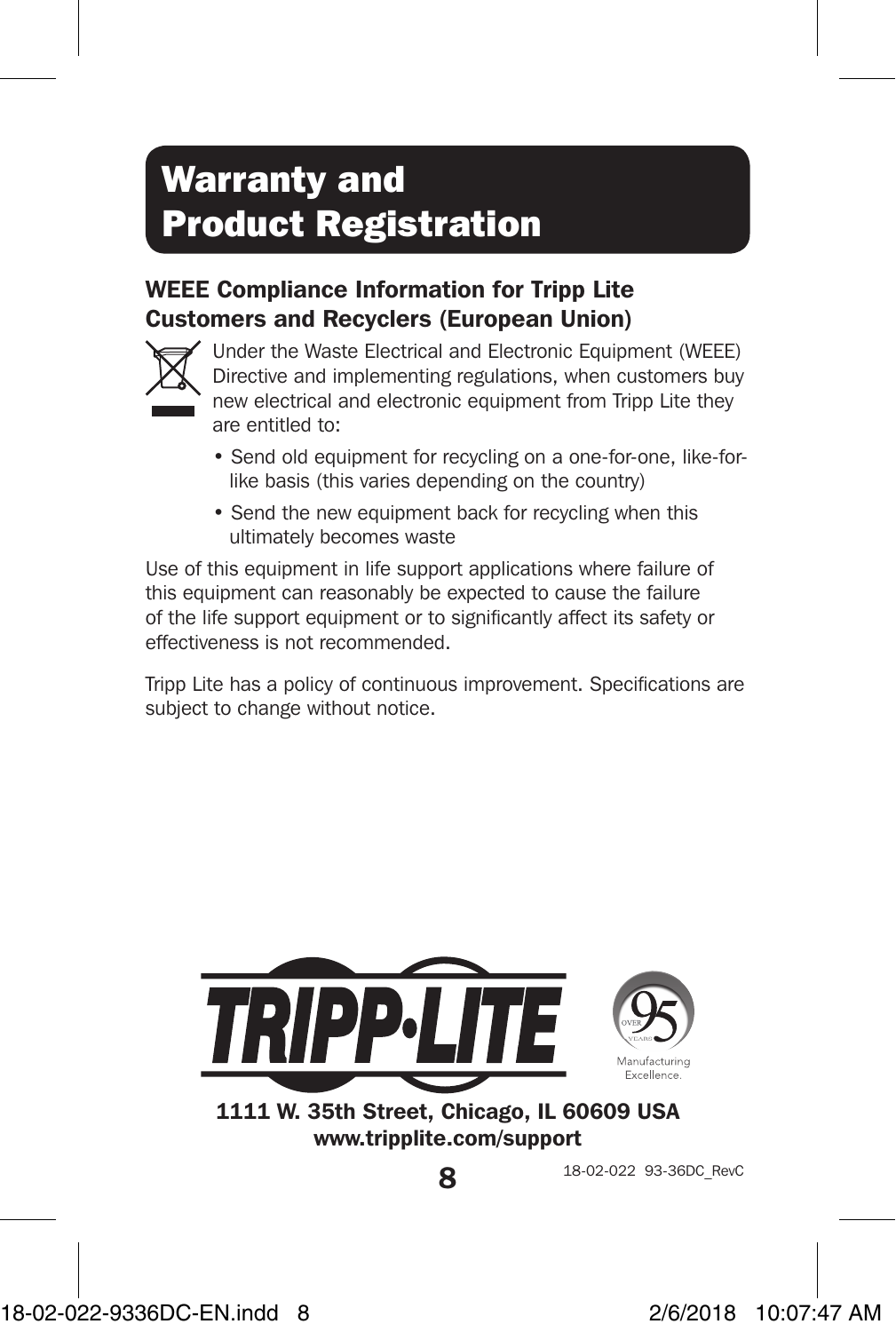# Warranty and Product Registration

## WEEE Compliance Information for Tripp Lite Customers and Recyclers (European Union)

Under the Waste Electrical and Electronic Equipment (WEEE) Directive and implementing regulations, when customers buy new electrical and electronic equipment from Tripp Lite they are entitled to:

- Send old equipment for recycling on a one-for-one, like-for-like basis (this varies depending on the country)
- Send the new equipment back for recycling when this ultimately becomes waste

Use of this equipment in life support applications where failure of this equipment can reasonably be expected to cause the failure of the life support equipment or to significantly affect its safety or effectiveness is not recommended.

Tripp Lite has a policy of continuous improvement. Specifications are subject to change without notice.

**1111 W. 35th Street, Chicago, IL 60609 USA**
**www.tripplite.com/support**

18-02-022 93-36DC_RevC